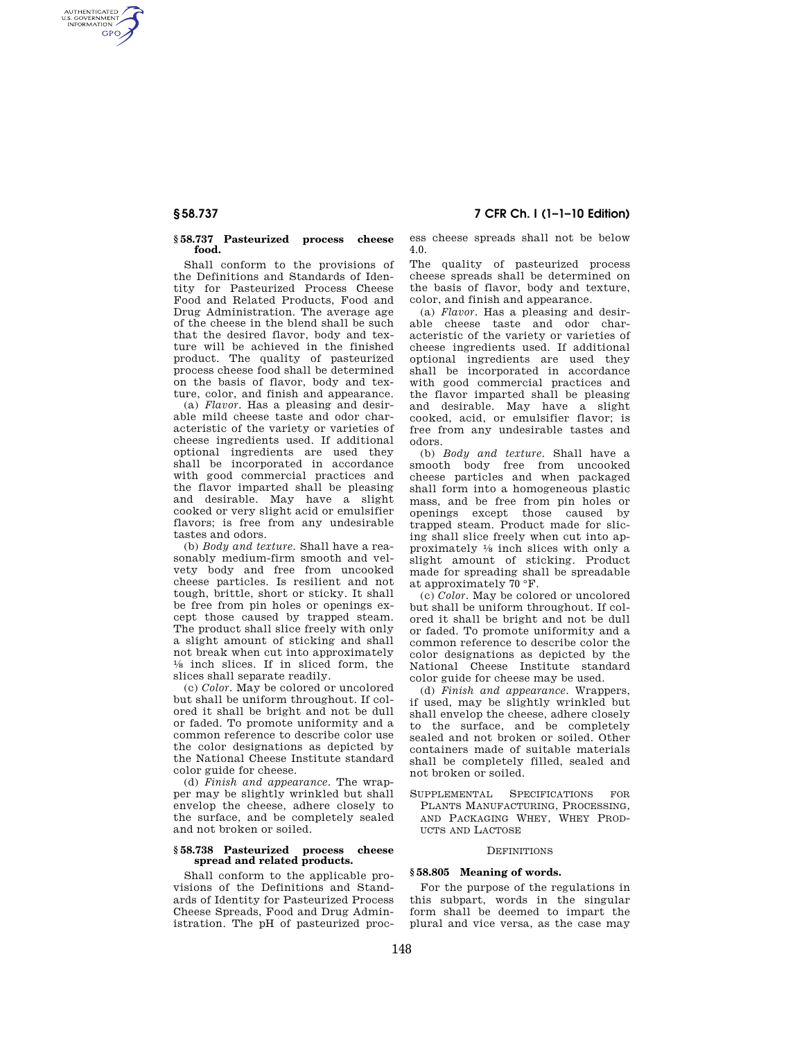### § 58.737 Pasteurized process cheese food.

Shall conform to the provisions of the Definitions and Standards of Identity for Pasteurized Process Cheese Food and Related Products, Food and Drug Administration. The average age of the cheese in the blend shall be such that the desired flavor, body and texture will be achieved in the finished product. The quality of pasteurized process cheese food shall be determined on the basis of flavor, body and texture, color, and finish and appearance.

(a) *Flavor.* Has a pleasing and desirable mild cheese taste and odor characteristic of the variety or varieties of cheese ingredients used. If additional optional ingredients are used they shall be incorporated in accordance with good commercial practices and the flavor imparted shall be pleasing and desirable. May have a slight cooked or very slight acid or emulsifier flavors; is free from any undesirable tastes and odors.

(b) *Body and texture.* Shall have a reasonably medium-firm smooth and velvety body and free from uncooked cheese particles. Is resilient and not tough, brittle, short or sticky. It shall be free from pin holes or openings except those caused by trapped steam. The product shall slice freely with only a slight amount of sticking and shall not break when cut into approximately ⅛ inch slices. If in sliced form, the slices shall separate readily.

(c) *Color.* May be colored or uncolored but shall be uniform throughout. If colored it shall be bright and not be dull or faded. To promote uniformity and a common reference to describe color use the color designations as depicted by the National Cheese Institute standard color guide for cheese.

(d) *Finish and appearance.* The wrapper may be slightly wrinkled but shall envelop the cheese, adhere closely to the surface, and be completely sealed and not broken or soiled.

### § 58.738 Pasteurized process cheese spread and related products.

Shall conform to the applicable provisions of the Definitions and Standards of Identity for Pasteurized Process Cheese Spreads, Food and Drug Administration. The pH of pasteurized process cheese spreads shall not be below 4.0.

The quality of pasteurized process cheese spreads shall be determined on the basis of flavor, body and texture, color, and finish and appearance.

(a) *Flavor.* Has a pleasing and desirable cheese taste and odor characteristic of the variety or varieties of cheese ingredients used. If additional optional ingredients are used they shall be incorporated in accordance with good commercial practices and the flavor imparted shall be pleasing and desirable. May have a slight cooked, acid, or emulsifier flavor; is free from any undesirable tastes and odors.

(b) *Body and texture.* Shall have a smooth body free from uncooked cheese particles and when packaged shall form into a homogeneous plastic mass, and be free from pin holes or openings except those caused by trapped steam. Product made for slicing shall slice freely when cut into approximately ⅛ inch slices with only a slight amount of sticking. Product made for spreading shall be spreadable at approximately 70 °F.

(c) *Color.* May be colored or uncolored but shall be uniform throughout. If colored it shall be bright and not be dull or faded. To promote uniformity and a common reference to describe color the color designations as depicted by the National Cheese Institute standard color guide for cheese may be used.

(d) *Finish and appearance.* Wrappers, if used, may be slightly wrinkled but shall envelop the cheese, adhere closely to the surface, and be completely sealed and not broken or soiled. Other containers made of suitable materials shall be completely filled, sealed and not broken or soiled.

## SUPPLEMENTAL SPECIFICATIONS FOR PLANTS MANUFACTURING, PROCESSING, AND PACKAGING WHEY, WHEY PRODUCTS AND LACTOSE

DEFINITIONS

### § 58.805 Meaning of words.

For the purpose of the regulations in this subpart, words in the singular form shall be deemed to impart the plural and vice versa, as the case may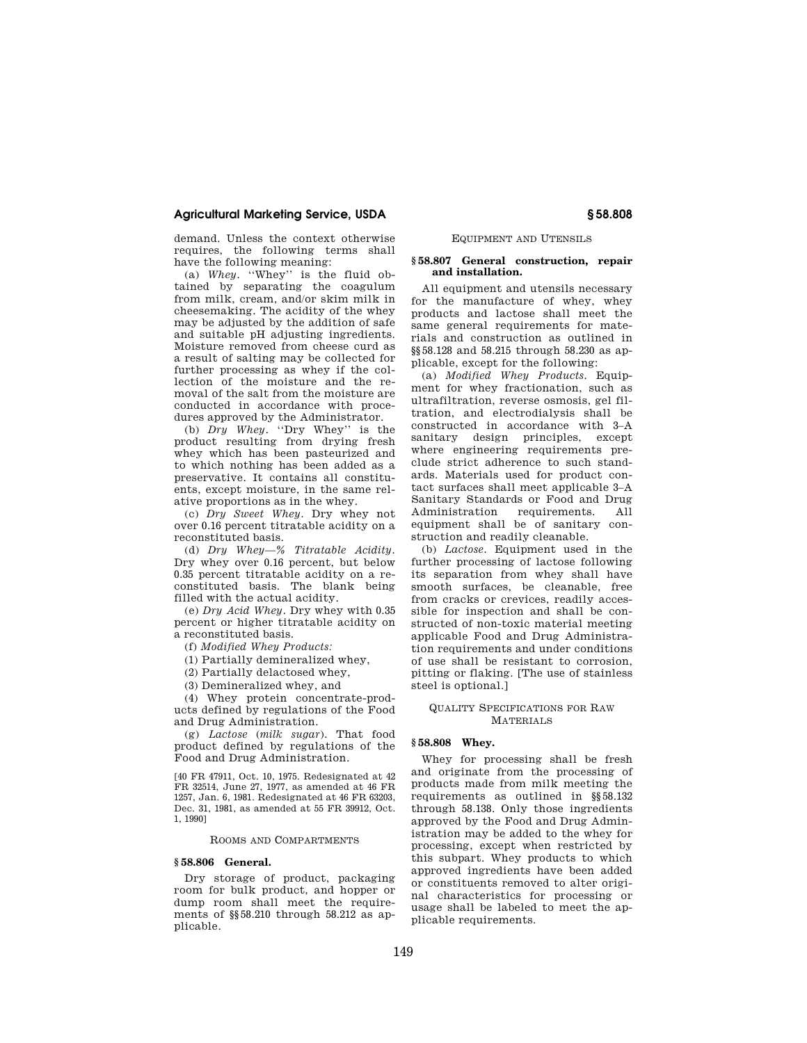demand. Unless the context otherwise requires, the following terms shall have the following meaning:

(a) *Whey*. ''Whey'' is the fluid obtained by separating the coagulum from milk, cream, and/or skim milk in cheesemaking. The acidity of the whey may be adjusted by the addition of safe and suitable pH adjusting ingredients. Moisture removed from cheese curd as a result of salting may be collected for further processing as whey if the collection of the moisture and the removal of the salt from the moisture are conducted in accordance with procedures approved by the Administrator.

(b) *Dry Whey*. ''Dry Whey'' is the product resulting from drying fresh whey which has been pasteurized and to which nothing has been added as a preservative. It contains all constituents, except moisture, in the same relative proportions as in the whey.

(c) *Dry Sweet Whey*. Dry whey not over 0.16 percent titratable acidity on a reconstituted basis.

(d) *Dry Whey—% Titratable Acidity*. Dry whey over 0.16 percent, but below 0.35 percent titratable acidity on a reconstituted basis. The blank being filled with the actual acidity.

(e) *Dry Acid Whey*. Dry whey with 0.35 percent or higher titratable acidity on a reconstituted basis.

(f) *Modified Whey Products:*

(1) Partially demineralized whey,

(2) Partially delactosed whey,

(3) Demineralized whey, and

(4) Whey protein concentrate-products defined by regulations of the Food and Drug Administration.

(g) *Lactose* (*milk sugar*). That food product defined by regulations of the Food and Drug Administration.

[40 FR 47911, Oct. 10, 1975. Redesignated at 42 FR 32514, June 27, 1977, as amended at 46 FR 1257, Jan. 6, 1981. Redesignated at 46 FR 63203, Dec. 31, 1981, as amended at 55 FR 39912, Oct. 1, 1990]

ROOMS AND COMPARTMENTS

### § 58.806 General.

Dry storage of product, packaging room for bulk product, and hopper or dump room shall meet the requirements of §§ 58.210 through 58.212 as applicable.

EQUIPMENT AND UTENSILS

### § 58.807 General construction, repair and installation.

All equipment and utensils necessary for the manufacture of whey, whey products and lactose shall meet the same general requirements for materials and construction as outlined in §§ 58.128 and 58.215 through 58.230 as applicable, except for the following:

(a) *Modified Whey Products*. Equipment for whey fractionation, such as ultrafiltration, reverse osmosis, gel filtration, and electrodialysis shall be constructed in accordance with 3–A sanitary design principles, except where engineering requirements preclude strict adherence to such standards. Materials used for product contact surfaces shall meet applicable 3–A Sanitary Standards or Food and Drug Administration requirements. All equipment shall be of sanitary construction and readily cleanable.

(b) *Lactose*. Equipment used in the further processing of lactose following its separation from whey shall have smooth surfaces, be cleanable, free from cracks or crevices, readily accessible for inspection and shall be constructed of non-toxic material meeting applicable Food and Drug Administration requirements and under conditions of use shall be resistant to corrosion, pitting or flaking. [The use of stainless steel is optional.]

QUALITY SPECIFICATIONS FOR RAW MATERIALS

### § 58.808 Whey.

Whey for processing shall be fresh and originate from the processing of products made from milk meeting the requirements as outlined in §§ 58.132 through 58.138. Only those ingredients approved by the Food and Drug Administration may be added to the whey for processing, except when restricted by this subpart. Whey products to which approved ingredients have been added or constituents removed to alter original characteristics for processing or usage shall be labeled to meet the applicable requirements.